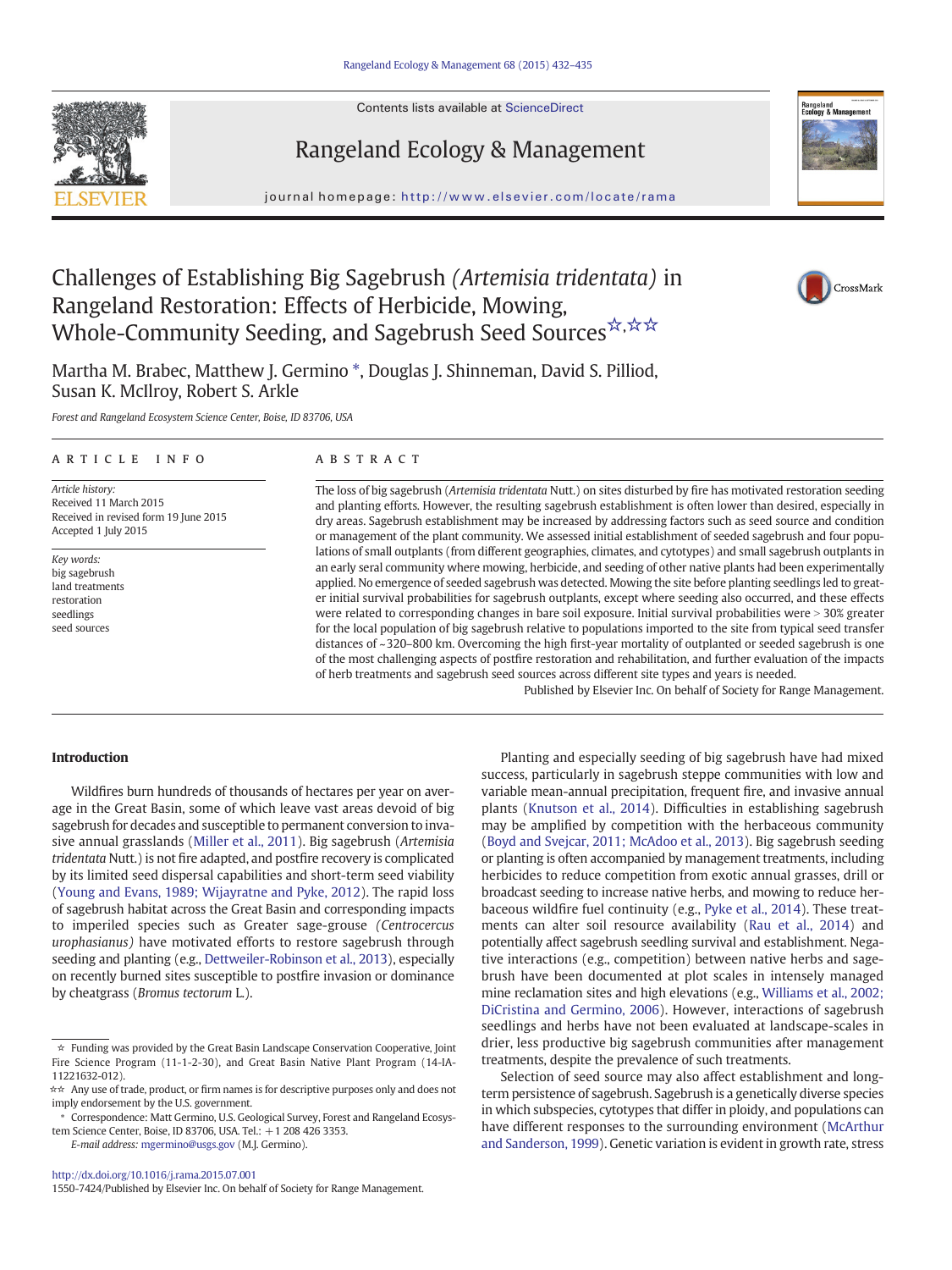Contents lists available at ScienceDirect

# Rangeland Ecology & Management

journal homepage: http://www.elsevier.com/locate/rama

# Challenges of Establishing Big Sagebrush (*Artemisia tridentata*) in Rangeland Restoration: Effects of Herbicide, Mowing, Whole-Community Seeding, and Sagebrush Seed Sources ☆,☆☆

Martha M. Brabec, Matthew J. Germino *, Douglas J. Shinneman, David S. Pilliod, Susan K. McIlroy, Robert S. Arkle

*Forest and Rangeland Ecosystem Science Center, Boise, ID 83706, USA*

**ARTICLE INFO**

*Article history:*
Received 11 March 2015
Received in revised form 19 June 2015
Accepted 1 July 2015

*Key words:*
big sagebrush
land treatments
restoration
seedlings
seed sources

**ABSTRACT**

The loss of big sagebrush (*Artemisia tridentata* Nutt.) on sites disturbed by fire has motivated restoration seeding and planting efforts. However, the resulting sagebrush establishment is often lower than desired, especially in dry areas. Sagebrush establishment may be increased by addressing factors such as seed source and condition or management of the plant community. We assessed initial establishment of seeded sagebrush and four populations of small outplants (from different geographies, climates, and cytotypes) and small sagebrush outplants in an early seral community where mowing, herbicide, and seeding of other native plants had been experimentally applied. No emergence of seeded sagebrush was detected. Mowing the site before planting seedlings led to greater initial survival probabilities for sagebrush outplants, except where seeding also occurred, and these effects were related to corresponding changes in bare soil exposure. Initial survival probabilities were > 30% greater for the local population of big sagebrush relative to populations imported to the site from typical seed transfer distances of ~320–800 km. Overcoming the high first-year mortality of outplanted or seeded sagebrush is one of the most challenging aspects of postfire restoration and rehabilitation, and further evaluation of the impacts of herb treatments and sagebrush seed sources across different site types and years is needed.

Published by Elsevier Inc. On behalf of Society for Range Management.

## Introduction

Wildfires burn hundreds of thousands of hectares per year on average in the Great Basin, some of which leave vast areas devoid of big sagebrush for decades and susceptible to permanent conversion to invasive annual grasslands (Miller et al., 2011). Big sagebrush (*Artemisia tridentata* Nutt.) is not fire adapted, and postfire recovery is complicated by its limited seed dispersal capabilities and short-term seed viability (Young and Evans, 1989; Wijayratne and Pyke, 2012). The rapid loss of sagebrush habitat across the Great Basin and corresponding impacts to imperiled species such as Greater sage-grouse (*Centrocercus urophasianus*) have motivated efforts to restore sagebrush through seeding and planting (e.g., Dettweiler-Robinson et al., 2013), especially on recently burned sites susceptible to postfire invasion or dominance by cheatgrass (*Bromus tectorum* L.).

Planting and especially seeding of big sagebrush have had mixed success, particularly in sagebrush steppe communities with low and variable mean-annual precipitation, frequent fire, and invasive annual plants (Knutson et al., 2014). Difficulties in establishing sagebrush may be amplified by competition with the herbaceous community (Boyd and Svejcar, 2011; McAdoo et al., 2013). Big sagebrush seeding or planting is often accompanied by management treatments, including herbicides to reduce competition from exotic annual grasses, drill or broadcast seeding to increase native herbs, and mowing to reduce herbaceous wildfire fuel continuity (e.g., Pyke et al., 2014). These treatments can alter soil resource availability (Rau et al., 2014) and potentially affect sagebrush seedling survival and establishment. Negative interactions (e.g., competition) between native herbs and sagebrush have been documented at plot scales in intensely managed mine reclamation sites and high elevations (e.g., Williams et al., 2002; DiCristina and Germino, 2006). However, interactions of sagebrush seedlings and herbs have not been evaluated at landscape-scales in drier, less productive big sagebrush communities after management treatments, despite the prevalence of such treatments.

Selection of seed source may also affect establishment and long-term persistence of sagebrush. Sagebrush is a genetically diverse species in which subspecies, cytotypes that differ in ploidy, and populations can have different responses to the surrounding environment (McArthur and Sanderson, 1999). Genetic variation is evident in growth rate, stress

☆ Funding was provided by the Great Basin Landscape Conservation Cooperative, Joint Fire Science Program (11-1-2-30), and Great Basin Native Plant Program (14-IA-11221632-012).

☆☆ Any use of trade, product, or firm names is for descriptive purposes only and does not imply endorsement by the U.S. government.

\* Correspondence: Matt Germino, U.S. Geological Survey, Forest and Rangeland Ecosystem Science Center, Boise, ID 83706, USA. Tel.: +1 208 426 3353.
E-mail address: mgermino@usgs.gov (M.J. Germino).

http://dx.doi.org/10.1016/j.rama.2015.07.001
1550-7424/Published by Elsevier Inc. On behalf of Society for Range Management.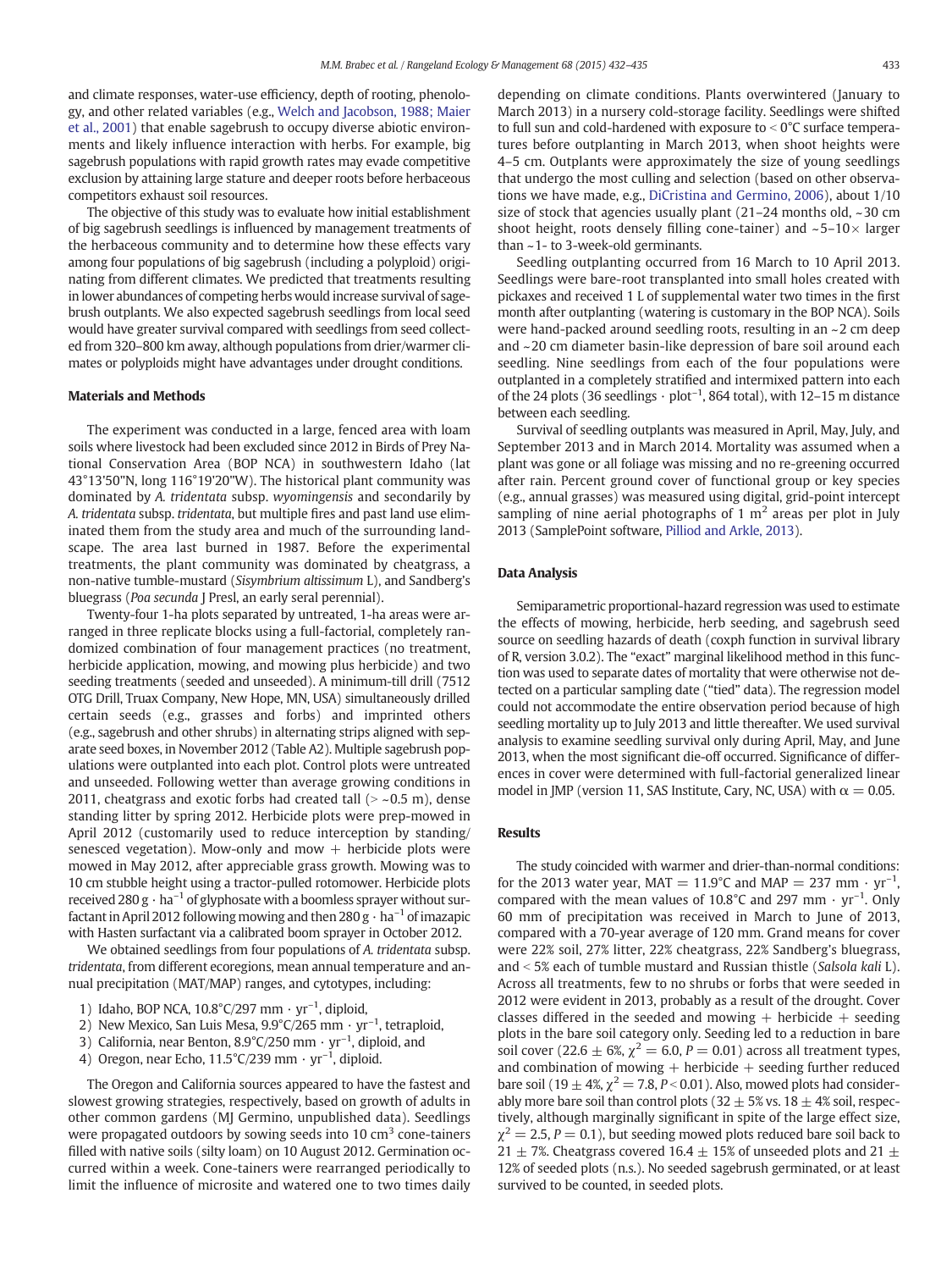and climate responses, water-use efficiency, depth of rooting, phenology, and other related variables (e.g., Welch and Jacobson, 1988; Maier et al., 2001) that enable sagebrush to occupy diverse abiotic environments and likely influence interaction with herbs. For example, big sagebrush populations with rapid growth rates may evade competitive exclusion by attaining large stature and deeper roots before herbaceous competitors exhaust soil resources.

The objective of this study was to evaluate how initial establishment of big sagebrush seedlings is influenced by management treatments of the herbaceous community and to determine how these effects vary among four populations of big sagebrush (including a polyploid) originating from different climates. We predicted that treatments resulting in lower abundances of competing herbs would increase survival of sagebrush outplants. We also expected sagebrush seedlings from local seed would have greater survival compared with seedlings from seed collected from 320–800 km away, although populations from drier/warmer climates or polyploids might have advantages under drought conditions.

## Materials and Methods

The experiment was conducted in a large, fenced area with loam soils where livestock had been excluded since 2012 in Birds of Prey National Conservation Area (BOP NCA) in southwestern Idaho (lat 43°13'50"N, long 116°19'20"W). The historical plant community was dominated by *A. tridentata* subsp. *wyomingensis* and secondarily by *A. tridentata* subsp. *tridentata*, but multiple fires and past land use eliminated them from the study area and much of the surrounding landscape. The area last burned in 1987. Before the experimental treatments, the plant community was dominated by cheatgrass, a non-native tumble-mustard (*Sisymbrium altissimum* L), and Sandberg's bluegrass (*Poa secunda* J Presl, an early seral perennial).

Twenty-four 1-ha plots separated by untreated, 1-ha areas were arranged in three replicate blocks using a full-factorial, completely randomized combination of four management practices (no treatment, herbicide application, mowing, and mowing plus herbicide) and two seeding treatments (seeded and unseeded). A minimum-till drill (7512 OTG Drill, Truax Company, New Hope, MN, USA) simultaneously drilled certain seeds (e.g., grasses and forbs) and imprinted others (e.g., sagebrush and other shrubs) in alternating strips aligned with separate seed boxes, in November 2012 (Table A2). Multiple sagebrush populations were outplanted into each plot. Control plots were untreated and unseeded. Following wetter than average growing conditions in 2011, cheatgrass and exotic forbs had created tall (> ~0.5 m), dense standing litter by spring 2012. Herbicide plots were prep-mowed in April 2012 (customarily used to reduce interception by standing/senesced vegetation). Mow-only and mow + herbicide plots were mowed in May 2012, after appreciable grass growth. Mowing was to 10 cm stubble height using a tractor-pulled rotomower. Herbicide plots received 280 g · ha$^{-1}$ of glyphosate with a boomless sprayer without surfactant in April 2012 following mowing and then 280 g · ha$^{-1}$ of imazapic with Hasten surfactant via a calibrated boom sprayer in October 2012.

We obtained seedlings from four populations of *A. tridentata* subsp. *tridentata*, from different ecoregions, mean annual temperature and annual precipitation (MAT/MAP) ranges, and cytotypes, including:

1) Idaho, BOP NCA, 10.8°C/297 mm · yr$^{-1}$, diploid,
2) New Mexico, San Luis Mesa, 9.9°C/265 mm · yr$^{-1}$, tetraploid,
3) California, near Benton, 8.9°C/250 mm · yr$^{-1}$, diploid, and
4) Oregon, near Echo, 11.5°C/239 mm · yr$^{-1}$, diploid.

The Oregon and California sources appeared to have the fastest and slowest growing strategies, respectively, based on growth of adults in other common gardens (MJ Germino, unpublished data). Seedlings were propagated outdoors by sowing seeds into 10 cm$^3$ cone-tainers filled with native soils (silty loam) on 10 August 2012. Germination occurred within a week. Cone-tainers were rearranged periodically to limit the influence of microsite and watered one to two times daily depending on climate conditions. Plants overwintered (January to March 2013) in a nursery cold-storage facility. Seedlings were shifted to full sun and cold-hardened with exposure to < 0°C surface temperatures before outplanting in March 2013, when shoot heights were 4–5 cm. Outplants were approximately the size of young seedlings that undergo the most culling and selection (based on other observations we have made, e.g., DiCristina and Germino, 2006), about 1/10 size of stock that agencies usually plant (21–24 months old, ~30 cm shoot height, roots densely filling cone-tainer) and ~5–10× larger than ~1- to 3-week-old germinants.

Seedling outplanting occurred from 16 March to 10 April 2013. Seedlings were bare-root transplanted into small holes created with pickaxes and received 1 L of supplemental water two times in the first month after outplanting (watering is customary in the BOP NCA). Soils were hand-packed around seedling roots, resulting in an ~2 cm deep and ~20 cm diameter basin-like depression of bare soil around each seedling. Nine seedlings from each of the four populations were outplanted in a completely stratified and intermixed pattern into each of the 24 plots (36 seedlings · plot$^{-1}$, 864 total), with 12–15 m distance between each seedling.

Survival of seedling outplants was measured in April, May, July, and September 2013 and in March 2014. Mortality was assumed when a plant was gone or all foliage was missing and no re-greening occurred after rain. Percent ground cover of functional group or key species (e.g., annual grasses) was measured using digital, grid-point intercept sampling of nine aerial photographs of 1 m$^2$ areas per plot in July 2013 (SamplePoint software, Pilliod and Arkle, 2013).

## Data Analysis

Semiparametric proportional-hazard regression was used to estimate the effects of mowing, herbicide, herb seeding, and sagebrush seed source on seedling hazards of death (coxph function in survival library of R, version 3.0.2). The "exact" marginal likelihood method in this function was used to separate dates of mortality that were otherwise not detected on a particular sampling date ("tied" data). The regression model could not accommodate the entire observation period because of high seedling mortality up to July 2013 and little thereafter. We used survival analysis to examine seedling survival only during April, May, and June 2013, when the most significant die-off occurred. Significance of differences in cover were determined with full-factorial generalized linear model in JMP (version 11, SAS Institute, Cary, NC, USA) with $\alpha = 0.05$.

## Results

The study coincided with warmer and drier-than-normal conditions: for the 2013 water year, MAT = 11.9°C and MAP = 237 mm · yr$^{-1}$, compared with the mean values of 10.8°C and 297 mm · yr$^{-1}$. Only 60 mm of precipitation was received in March to June of 2013, compared with a 70-year average of 120 mm. Grand means for cover were 22% soil, 27% litter, 22% cheatgrass, 22% Sandberg's bluegrass, and < 5% each of tumble mustard and Russian thistle (*Salsola kali* L). Across all treatments, few to no shrubs or forbs that were seeded in 2012 were evident in 2013, probably as a result of the drought. Cover classes differed in the seeded and mowing + herbicide + seeding plots in the bare soil category only. Seeding led to a reduction in bare soil cover (22.6 ± 6%, $\chi^2 = 6.0$, $P = 0.01$) across all treatment types, and combination of mowing + herbicide + seeding further reduced bare soil (19 ± 4%, $\chi^2 = 7.8$, $P < 0.01$). Also, mowed plots had considerably more bare soil than control plots (32 ± 5% vs. 18 ± 4% soil, respectively, although marginally significant in spite of the large effect size, $\chi^2 = 2.5$, $P = 0.1$), but seeding mowed plots reduced bare soil back to 21 ± 7%. Cheatgrass covered 16.4 ± 15% of unseeded plots and 21 ± 12% of seeded plots (n.s.). No seeded sagebrush germinated, or at least survived to be counted, in seeded plots.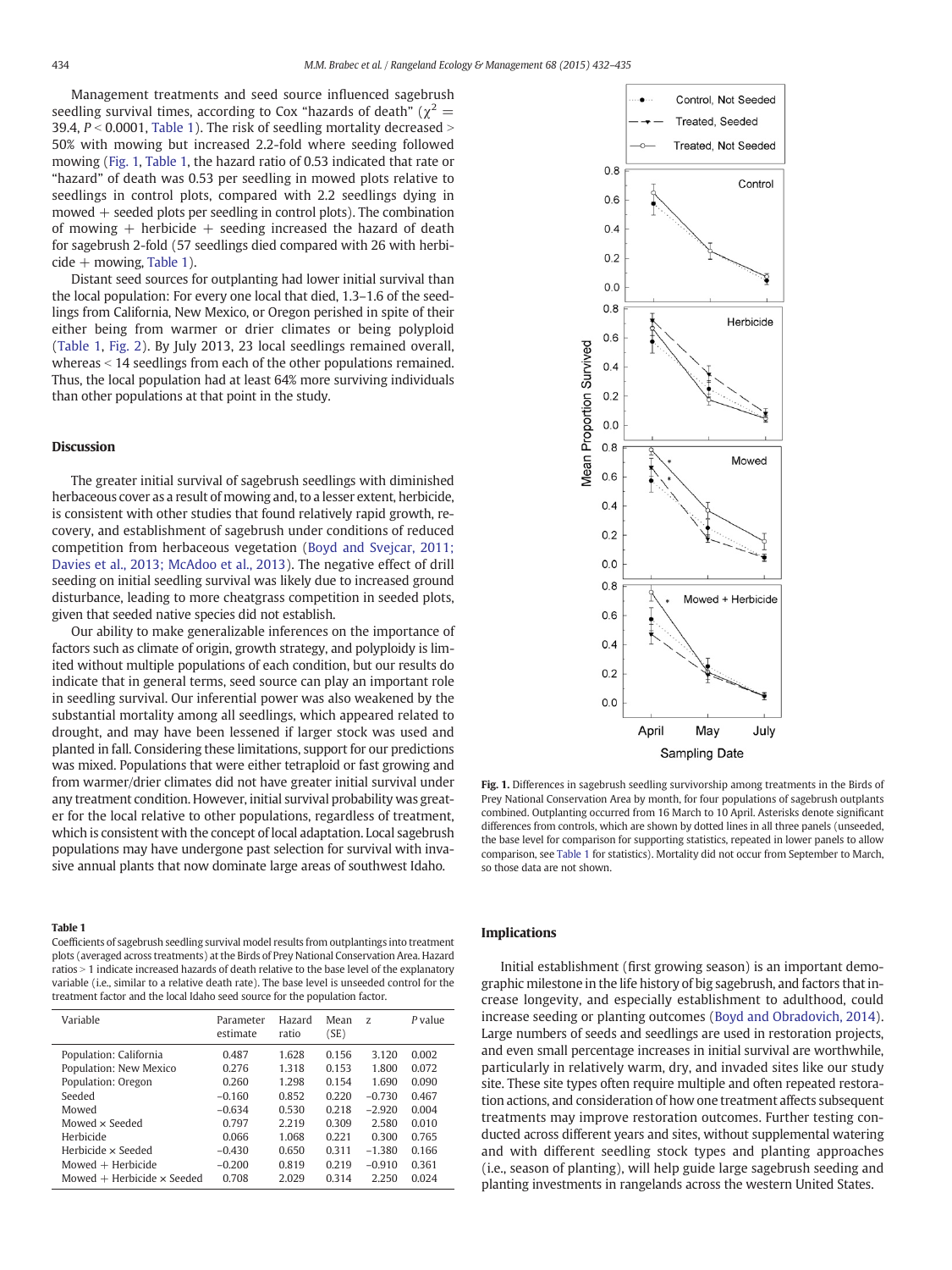Management treatments and seed source influenced sagebrush seedling survival times, according to Cox "hazards of death" ($\chi^2 = 39.4$, $P < 0.0001$, Table 1). The risk of seedling mortality decreased > 50% with mowing but increased 2.2-fold where seeding followed mowing (Fig. 1, Table 1, the hazard ratio of 0.53 indicated that rate or "hazard" of death was 0.53 per seedling in mowed plots relative to seedlings in control plots, compared with 2.2 seedlings dying in mowed + seeded plots per seedling in control plots). The combination of mowing + herbicide + seeding increased the hazard of death for sagebrush 2-fold (57 seedlings died compared with 26 with herbicide + mowing, Table 1).

Distant seed sources for outplanting had lower initial survival than the local population: For every one local that died, 1.3–1.6 of the seedlings from California, New Mexico, or Oregon perished in spite of their either being from warmer or drier climates or being polyploid (Table 1, Fig. 2). By July 2013, 23 local seedlings remained overall, whereas < 14 seedlings from each of the other populations remained. Thus, the local population had at least 64% more surviving individuals than other populations at that point in the study.

## Discussion

The greater initial survival of sagebrush seedlings with diminished herbaceous cover as a result of mowing and, to a lesser extent, herbicide, is consistent with other studies that found relatively rapid growth, recovery, and establishment of sagebrush under conditions of reduced competition from herbaceous vegetation (Boyd and Svejcar, 2011; Davies et al., 2013; McAdoo et al., 2013). The negative effect of drill seeding on initial seedling survival was likely due to increased ground disturbance, leading to more cheatgrass competition in seeded plots, given that seeded native species did not establish.

Our ability to make generalizable inferences on the importance of factors such as climate of origin, growth strategy, and polyploidy is limited without multiple populations of each condition, but our results do indicate that in general terms, seed source can play an important role in seedling survival. Our inferential power was also weakened by the substantial mortality among all seedlings, which appeared related to drought, and may have been lessened if larger stock was used and planted in fall. Considering these limitations, support for our predictions was mixed. Populations that were either tetraploid or fast growing and from warmer/drier climates did not have greater initial survival under any treatment condition. However, initial survival probability was greater for the local relative to other populations, regardless of treatment, which is consistent with the concept of local adaptation. Local sagebrush populations may have undergone past selection for survival with invasive annual plants that now dominate large areas of southwest Idaho.

**Table 1**
Coefficients of sagebrush seedling survival model results from outplantings into treatment plots (averaged across treatments) at the Birds of Prey National Conservation Area. Hazard ratios > 1 indicate increased hazards of death relative to the base level of the explanatory variable (i.e., similar to a relative death rate). The base level is unseeded control for the treatment factor and the local Idaho seed source for the population factor.

| Variable | Parameter estimate | Hazard ratio | Mean (SE) | z | P value |
|---|---|---|---|---|---|
| Population: California | 0.487 | 1.628 | 0.156 | 3.120 | 0.002 |
| Population: New Mexico | 0.276 | 1.318 | 0.153 | 1.800 | 0.072 |
| Population: Oregon | 0.260 | 1.298 | 0.154 | 1.690 | 0.090 |
| Seeded | −0.160 | 0.852 | 0.220 | −0.730 | 0.467 |
| Mowed | −0.634 | 0.530 | 0.218 | −2.920 | 0.004 |
| Mowed × Seeded | 0.797 | 2.219 | 0.309 | 2.580 | 0.010 |
| Herbicide | 0.066 | 1.068 | 0.221 | 0.300 | 0.765 |
| Herbicide × Seeded | −0.430 | 0.650 | 0.311 | −1.380 | 0.166 |
| Mowed + Herbicide | −0.200 | 0.819 | 0.219 | −0.910 | 0.361 |
| Mowed + Herbicide × Seeded | 0.708 | 2.029 | 0.314 | 2.250 | 0.024 |

**Fig. 1.** Differences in sagebrush seedling survivorship among treatments in the Birds of Prey National Conservation Area by month, for four populations of sagebrush outplants combined. Outplanting occurred from 16 March to 10 April. Asterisks denote significant differences from controls, which are shown by dotted lines in all three panels (unseeded, the base level for comparison for supporting statistics, repeated in lower panels to allow comparison, see Table 1 for statistics). Mortality did not occur from September to March, so those data are not shown.

## Implications

Initial establishment (first growing season) is an important demographic milestone in the life history of big sagebrush, and factors that increase longevity, and especially establishment to adulthood, could increase seeding or planting outcomes (Boyd and Obradovich, 2014). Large numbers of seeds and seedlings are used in restoration projects, and even small percentage increases in initial survival are worthwhile, particularly in relatively warm, dry, and invaded sites like our study site. These site types often require multiple and often repeated restoration actions, and consideration of how one treatment affects subsequent treatments may improve restoration outcomes. Further testing conducted across different years and sites, without supplemental watering and with different seedling stock types and planting approaches (i.e., season of planting), will help guide large sagebrush seeding and planting investments in rangelands across the western United States.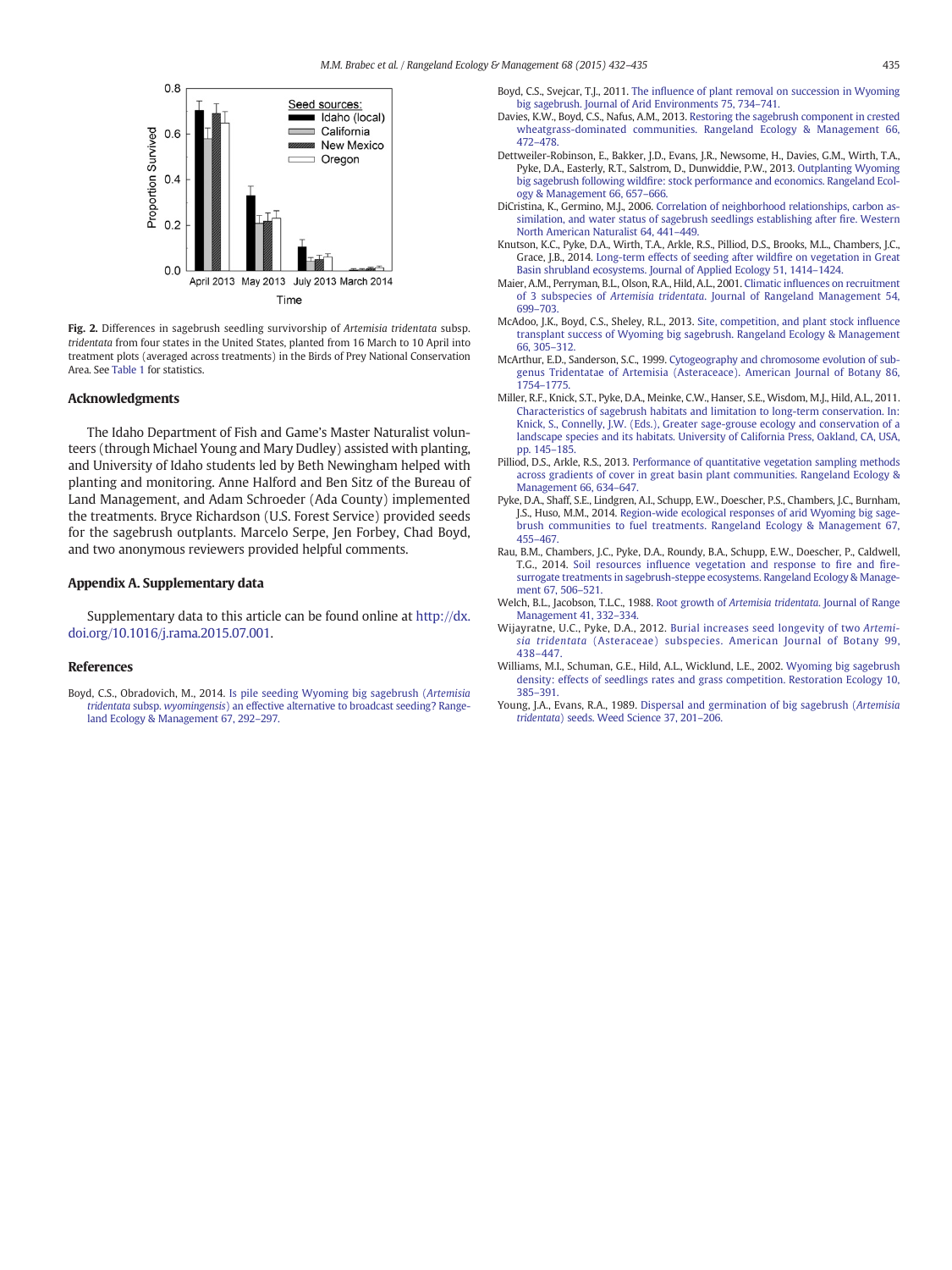0.8

0.6

0.4

0.2

0.0

Proportion Survived

Seed sources:
Idaho (local)
California
New Mexico
Oregon

April 2013 May 2013 July 2013 March 2014

Time

**Fig. 2.** Differences in sagebrush seedling survivorship of *Artemisia tridentata* subsp. *tridentata* from four states in the United States, planted from 16 March to 10 April into treatment plots (averaged across treatments) in the Birds of Prey National Conservation Area. See Table 1 for statistics.

## Acknowledgments

The Idaho Department of Fish and Game's Master Naturalist volunteers (through Michael Young and Mary Dudley) assisted with planting, and University of Idaho students led by Beth Newingham helped with planting and monitoring. Anne Halford and Ben Sitz of the Bureau of Land Management, and Adam Schroeder (Ada County) implemented the treatments. Bryce Richardson (U.S. Forest Service) provided seeds for the sagebrush outplants. Marcelo Serpe, Jen Forbey, Chad Boyd, and two anonymous reviewers provided helpful comments.

## Appendix A. Supplementary data

Supplementary data to this article can be found online at http://dx.doi.org/10.1016/j.rama.2015.07.001.

## References

Boyd, C.S., Obradovich, M., 2014. Is pile seeding Wyoming big sagebrush (*Artemisia tridentata* subsp. *wyomingensis*) an effective alternative to broadcast seeding? Rangeland Ecology & Management 67, 292–297.

Boyd, C.S., Svejcar, T.J., 2011. The influence of plant removal on succession in Wyoming big sagebrush. Journal of Arid Environments 75, 734–741.

Davies, K.W., Boyd, C.S., Nafus, A.M., 2013. Restoring the sagebrush component in crested wheatgrass-dominated communities. Rangeland Ecology & Management 66, 472–478.

Dettweiler-Robinson, E., Bakker, J.D., Evans, J.R., Newsome, H., Davies, G.M., Wirth, T.A., Pyke, D.A., Easterly, R.T., Salstrom, D., Dunwiddie, P.W., 2013. Outplanting Wyoming big sagebrush following wildfire: stock performance and economics. Rangeland Ecology & Management 66, 657–666.

DiCristina, K., Germino, M.J., 2006. Correlation of neighborhood relationships, carbon assimilation, and water status of sagebrush seedlings establishing after fire. Western North American Naturalist 64, 441–449.

Knutson, K.C., Pyke, D.A., Wirth, T.A., Arkle, R.S., Pilliod, D.S., Brooks, M.L., Chambers, J.C., Grace, J.B., 2014. Long-term effects of seeding after wildfire on vegetation in Great Basin shrubland ecosystems. Journal of Applied Ecology 51, 1414–1424.

Maier, A.M., Perryman, B.L., Olson, R.A., Hild, A.L., 2001. Climatic influences on recruitment of 3 subspecies of *Artemisia tridentata*. Journal of Rangeland Management 54, 699–703.

McAdoo, J.K., Boyd, C.S., Sheley, R.L., 2013. Site, competition, and plant stock influence transplant success of Wyoming big sagebrush. Rangeland Ecology & Management 66, 305–312.

McArthur, E.D., Sanderson, S.C., 1999. Cytogeography and chromosome evolution of subgenus Tridentatae of Artemisia (Asteraceae). American Journal of Botany 86, 1754–1775.

Miller, R.F., Knick, S.T., Pyke, D.A., Meinke, C.W., Hanser, S.E., Wisdom, M.J., Hild, A.L., 2011. Characteristics of sagebrush habitats and limitation to long-term conservation. In: Knick, S., Connelly, J.W. (Eds.), Greater sage-grouse ecology and conservation of a landscape species and its habitats. University of California Press, Oakland, CA, USA, pp. 145–185.

Pilliod, D.S., Arkle, R.S., 2013. Performance of quantitative vegetation sampling methods across gradients of cover in great basin plant communities. Rangeland Ecology & Management 66, 634–647.

Pyke, D.A., Shaff, S.E., Lindgren, A.I., Schupp, E.W., Doescher, P.S., Chambers, J.C., Burnham, J.S., Huso, M.M., 2014. Region-wide ecological responses of arid Wyoming big sagebrush communities to fuel treatments. Rangeland Ecology & Management 67, 455–467.

Rau, B.M., Chambers, J.C., Pyke, D.A., Roundy, B.A., Schupp, E.W., Doescher, P., Caldwell, T.G., 2014. Soil resources influence vegetation and response to fire and fire-surrogate treatments in sagebrush-steppe ecosystems. Rangeland Ecology & Management 67, 506–521.

Welch, B.L., Jacobson, T.L.C., 1988. Root growth of *Artemisia tridentata*. Journal of Range Management 41, 332–334.

Wijayratne, U.C., Pyke, D.A., 2012. Burial increases seed longevity of two *Artemisia tridentata* (Asteraceae) subspecies. American Journal of Botany 99, 438–447.

Williams, M.I., Schuman, G.E., Hild, A.L., Wicklund, L.E., 2002. Wyoming big sagebrush density: effects of seedlings rates and grass competition. Restoration Ecology 10, 385–391.

Young, J.A., Evans, R.A., 1989. Dispersal and germination of big sagebrush (*Artemisia tridentata*) seeds. Weed Science 37, 201–206.